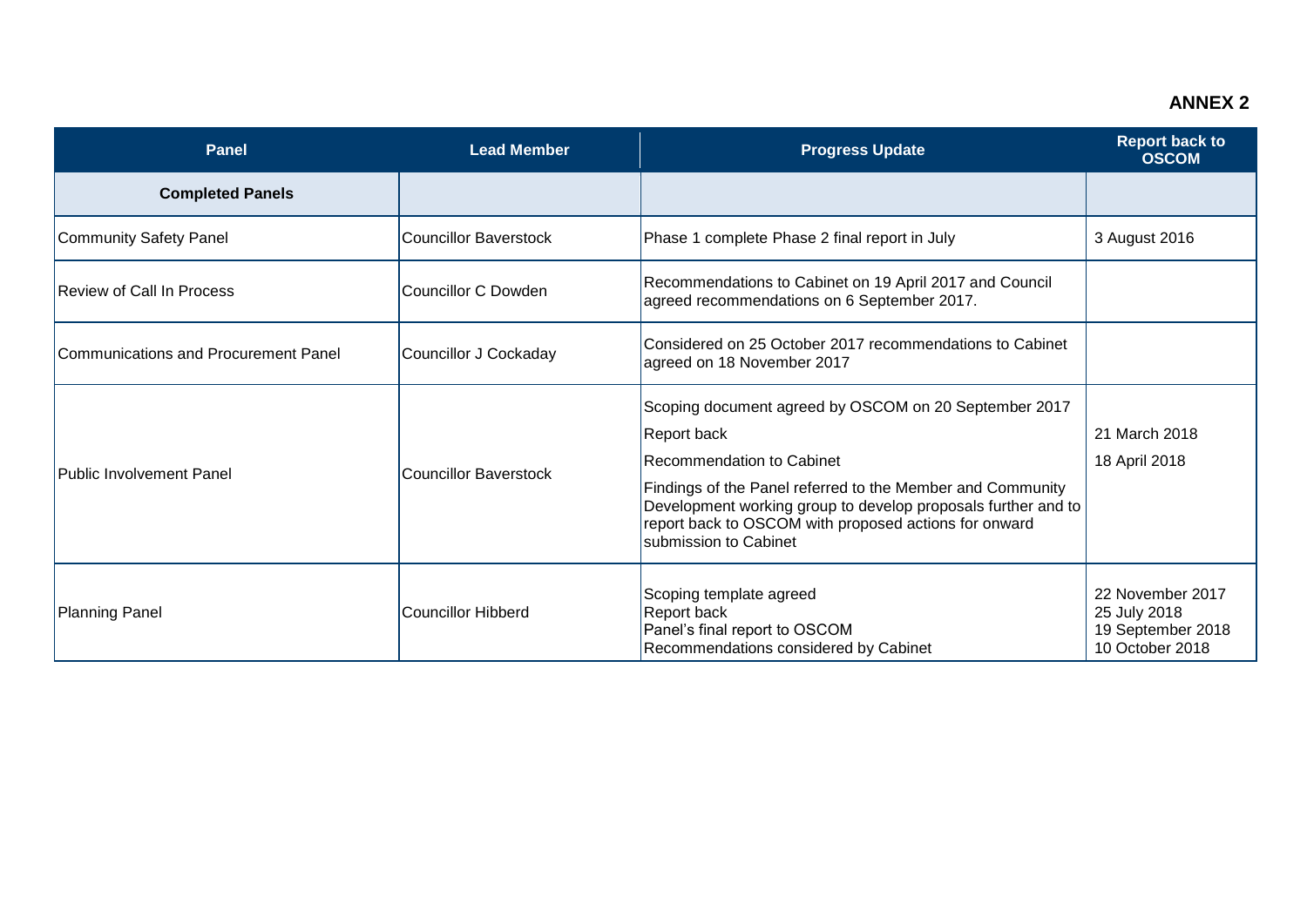**ANNEX 2**

| Panel | Lead Member | Progress Update | Report back to OSCOM |
|---|---|---|---|
| **Completed Panels** | | | |
| Community Safety Panel | Councillor Baverstock | Phase 1 complete Phase 2 final report in July | 3 August 2016 |
| Review of Call In Process | Councillor C Dowden | Recommendations to Cabinet on 19 April 2017 and Council agreed recommendations on 6 September 2017. | |
| Communications and Procurement Panel | Councillor J Cockaday | Considered on 25 October 2017 recommendations to Cabinet agreed on 18 November 2017 | |
| Public Involvement Panel | Councillor Baverstock | Scoping document agreed by OSCOM on 20 September 2017<br>Report back<br>Recommendation to Cabinet<br>Findings of the Panel referred to the Member and Community Development working group to develop proposals further and to report back to OSCOM with proposed actions for onward submission to Cabinet | <br>21 March 2018<br>18 April 2018 |
| Planning Panel | Councillor Hibberd | Scoping template agreed<br>Report back<br>Panel's final report to OSCOM<br>Recommendations considered by Cabinet | 22 November 2017<br>25 July 2018<br>19 September 2018<br>10 October 2018 |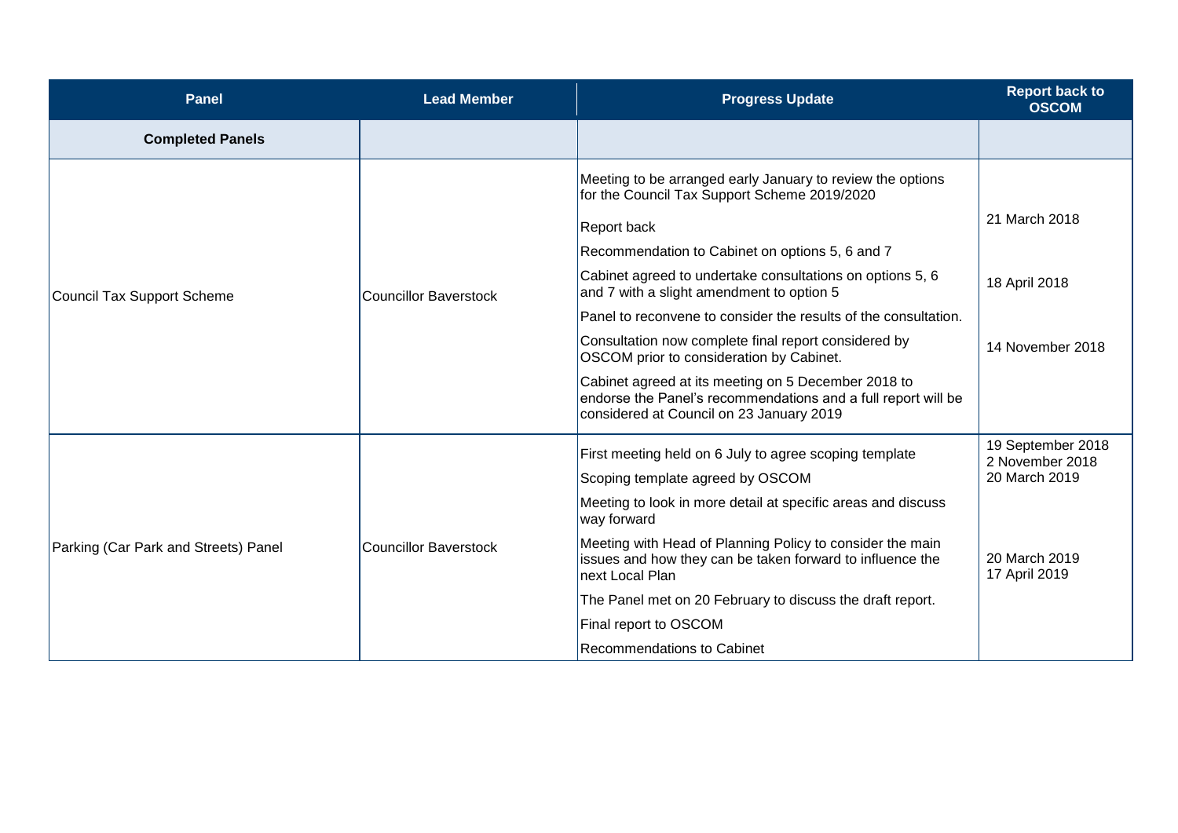| Panel | Lead Member | Progress Update | Report back to OSCOM |
|---|---|---|---|
| **Completed Panels** | | | |
| Council Tax Support Scheme | Councillor Baverstock | Meeting to be arranged early January to review the options for the Council Tax Support Scheme 2019/2020 | |
| | | Report back | 21 March 2018 |
| | | Recommendation to Cabinet on options 5, 6 and 7 | |
| | | Cabinet agreed to undertake consultations on options 5, 6 and 7 with a slight amendment to option 5 | 18 April 2018 |
| | | Panel to reconvene to consider the results of the consultation. | |
| | | Consultation now complete final report considered by OSCOM prior to consideration by Cabinet. | 14 November 2018 |
| | | Cabinet agreed at its meeting on 5 December 2018 to endorse the Panel's recommendations and a full report will be considered at Council on 23 January 2019 | |
| Parking (Car Park and Streets) Panel | Councillor Baverstock | First meeting held on 6 July to agree scoping template | 19 September 2018<br>2 November 2018 |
| | | Scoping template agreed by OSCOM | 20 March 2019 |
| | | Meeting to look in more detail at specific areas and discuss way forward | |
| | | Meeting with Head of Planning Policy to consider the main issues and how they can be taken forward to influence the next Local Plan | 20 March 2019<br>17 April 2019 |
| | | The Panel met on 20 February to discuss the draft report. | |
| | | Final report to OSCOM | |
| | | Recommendations to Cabinet | |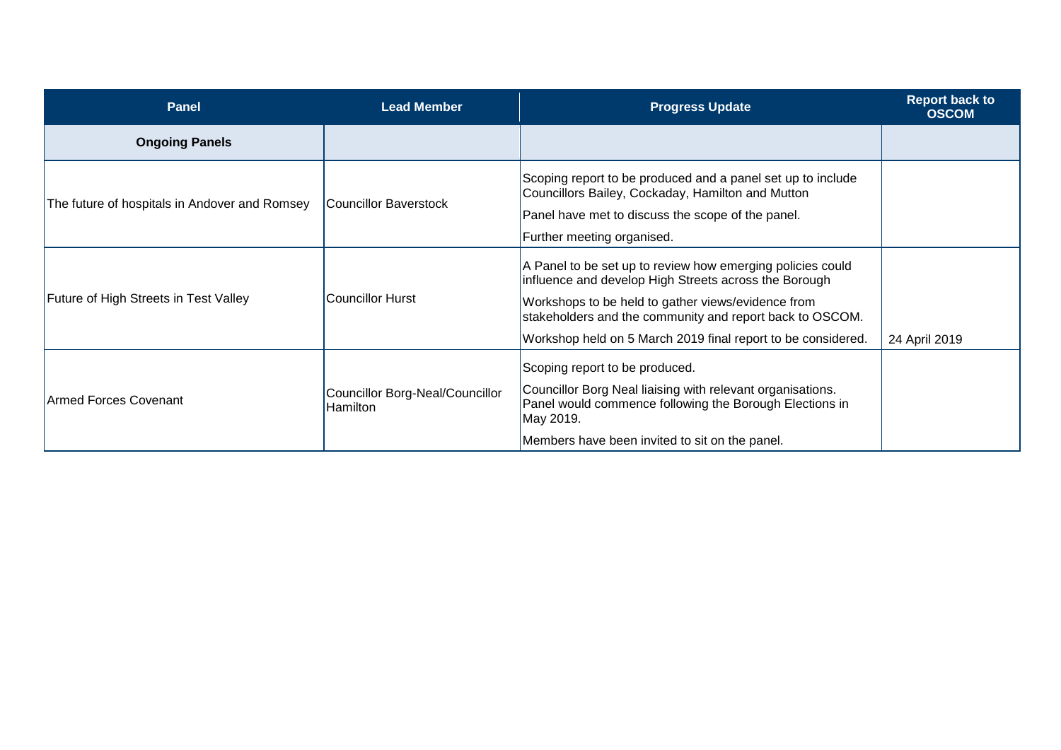| Panel | Lead Member | Progress Update | Report back to OSCOM |
|---|---|---|---|
| **Ongoing Panels** | | | |
| The future of hospitals in Andover and Romsey | Councillor Baverstock | Scoping report to be produced and a panel set up to include Councillors Bailey, Cockaday, Hamilton and Mutton<br>Panel have met to discuss the scope of the panel.<br>Further meeting organised. | |
| Future of High Streets in Test Valley | Councillor Hurst | A Panel to be set up to review how emerging policies could influence and develop High Streets across the Borough<br>Workshops to be held to gather views/evidence from stakeholders and the community and report back to OSCOM.<br>Workshop held on 5 March 2019 final report to be considered. | 24 April 2019 |
| Armed Forces Covenant | Councillor Borg-Neal/Councillor Hamilton | Scoping report to be produced.<br>Councillor Borg Neal liaising with relevant organisations. Panel would commence following the Borough Elections in May 2019.<br>Members have been invited to sit on the panel. | |